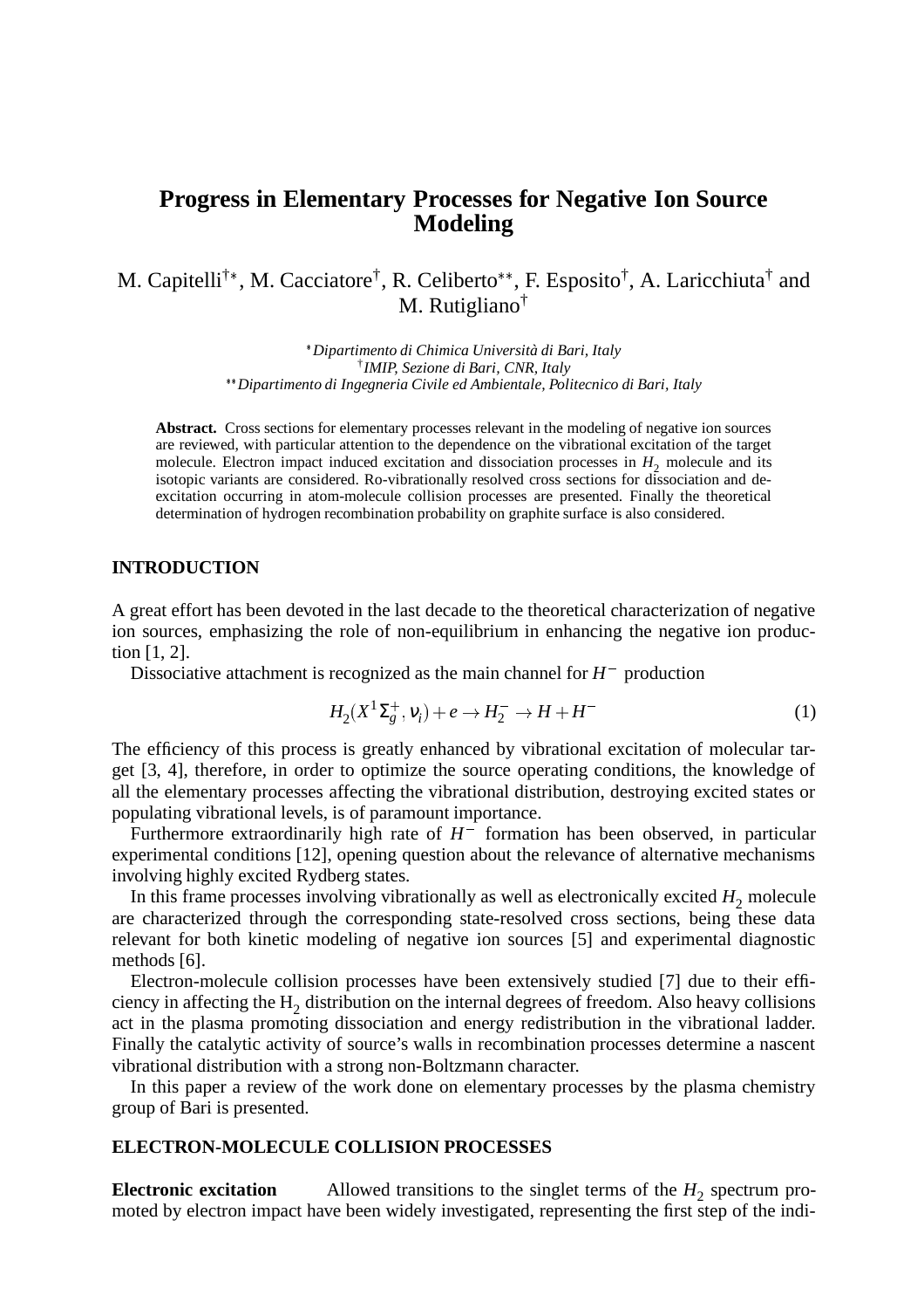# Progress in Elementary Processes for Negative Ion Source Modeling

M. Capitelli[†*], M. Cacciatore[†], R. Celiberto[**], F. Esposito[†], A. Laricchiuta[†] and M. Rutigliano[†]

[*] *Dipartimento di Chimica Università di Bari, Italy*
[†] *IMIP, Sezione di Bari, CNR, Italy*
[**] *Dipartimento di Ingegneria Civile ed Ambientale, Politecnico di Bari, Italy*

**Abstract.** Cross sections for elementary processes relevant in the modeling of negative ion sources are reviewed, with particular attention to the dependence on the vibrational excitation of the target molecule. Electron impact induced excitation and dissociation processes in $H_2$ molecule and its isotopic variants are considered. Ro-vibrationally resolved cross sections for dissociation and de-excitation occurring in atom-molecule collision processes are presented. Finally the theoretical determination of hydrogen recombination probability on graphite surface is also considered.

## INTRODUCTION

A great effort has been devoted in the last decade to the theoretical characterization of negative ion sources, emphasizing the role of non-equilibrium in enhancing the negative ion production [1, 2].

Dissociative attachment is recognized as the main channel for $H^-$ production

$$H_2(X^1\Sigma_g^+, v_i) + e \rightarrow H_2^- \rightarrow H + H^- \tag{1}$$

The efficiency of this process is greatly enhanced by vibrational excitation of molecular target [3, 4], therefore, in order to optimize the source operating conditions, the knowledge of all the elementary processes affecting the vibrational distribution, destroying excited states or populating vibrational levels, is of paramount importance.

Furthermore extraordinarily high rate of $H^-$ formation has been observed, in particular experimental conditions [12], opening question about the relevance of alternative mechanisms involving highly excited Rydberg states.

In this frame processes involving vibrationally as well as electronically excited $H_2$ molecule are characterized through the corresponding state-resolved cross sections, being these data relevant for both kinetic modeling of negative ion sources [5] and experimental diagnostic methods [6].

Electron-molecule collision processes have been extensively studied [7] due to their efficiency in affecting the $H_2$ distribution on the internal degrees of freedom. Also heavy collisions act in the plasma promoting dissociation and energy redistribution in the vibrational ladder. Finally the catalytic activity of source's walls in recombination processes determine a nascent vibrational distribution with a strong non-Boltzmann character.

In this paper a review of the work done on elementary processes by the plasma chemistry group of Bari is presented.

## ELECTRON-MOLECULE COLLISION PROCESSES

**Electronic excitation** Allowed transitions to the singlet terms of the $H_2$ spectrum promoted by electron impact have been widely investigated, representing the first step of the indi-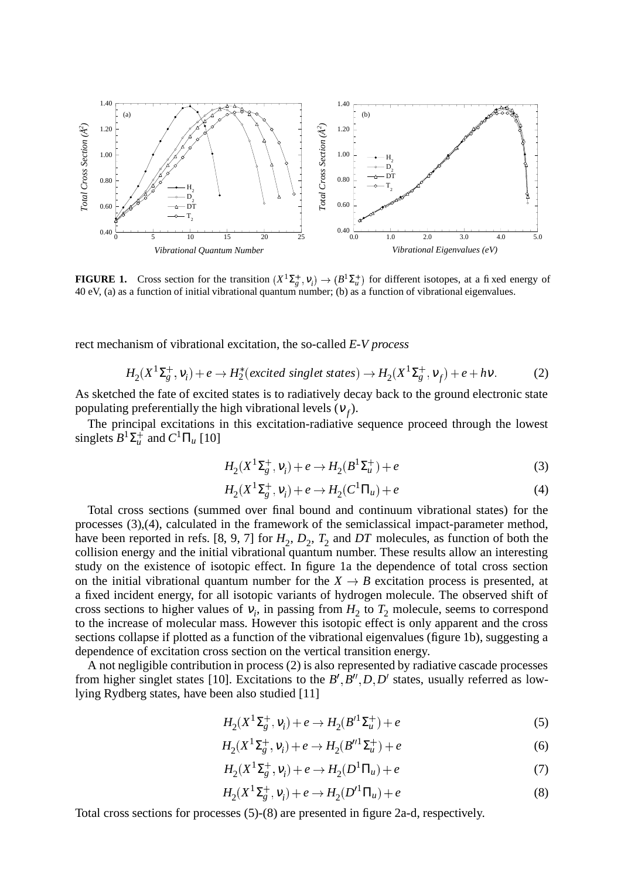**FIGURE 1.** Cross section for the transition $(X^1\Sigma_g^+, \nu_i) \rightarrow (B^1\Sigma_u^+)$ for different isotopes, at a fixed energy of 40 eV, (a) as a function of initial vibrational quantum number; (b) as a function of vibrational eigenvalues.

rect mechanism of vibrational excitation, the so-called *E-V process*

$$H_2(X^1\Sigma_g^+, \nu_i) + e \rightarrow H_2^*(excited\ singlet\ states) \rightarrow H_2(X^1\Sigma_g^+, \nu_f) + e + h\nu. \tag{2}$$

As sketched the fate of excited states is to radiatively decay back to the ground electronic state populating preferentially the high vibrational levels ($\nu_f$).

The principal excitations in this excitation-radiative sequence proceed through the lowest singlets $B^1\Sigma_u^+$ and $C^1\Pi_u$ [10]

$$H_2(X^1\Sigma_g^+, \nu_i) + e \rightarrow H_2(B^1\Sigma_u^+) + e \tag{3}$$

$$H_2(X^1\Sigma_g^+, \nu_i) + e \rightarrow H_2(C^1\Pi_u) + e \tag{4}$$

Total cross sections (summed over final bound and continuum vibrational states) for the processes (3),(4), calculated in the framework of the semiclassical impact-parameter method, have been reported in refs. [8, 9, 7] for $H_2$, $D_2$, $T_2$ and $DT$ molecules, as function of both the collision energy and the initial vibrational quantum number. These results allow an interesting study on the existence of isotopic effect. In figure 1a the dependence of total cross section on the initial vibrational quantum number for the $X \rightarrow B$ excitation process is presented, at a fixed incident energy, for all isotopic variants of hydrogen molecule. The observed shift of cross sections to higher values of $\nu_i$, in passing from $H_2$ to $T_2$ molecule, seems to correspond to the increase of molecular mass. However this isotopic effect is only apparent and the cross sections collapse if plotted as a function of the vibrational eigenvalues (figure 1b), suggesting a dependence of excitation cross section on the vertical transition energy.

A not negligible contribution in process (2) is also represented by radiative cascade processes from higher singlet states [10]. Excitations to the $B', B'', D, D'$ states, usually referred as low-lying Rydberg states, have been also studied [11]

$$H_2(X^1\Sigma_g^+, \nu_i) + e \rightarrow H_2(B'^1\Sigma_u^+) + e \tag{5}$$

$$H_2(X^1\Sigma_g^+, \nu_i) + e \rightarrow H_2(B''^1\Sigma_u^+) + e \tag{6}$$

$$H_2(X^1\Sigma_g^+, \nu_i) + e \rightarrow H_2(D^1\Pi_u) + e \tag{7}$$

$$H_2(X^1\Sigma_g^+, \nu_i) + e \rightarrow H_2(D'^1\Pi_u) + e \tag{8}$$

Total cross sections for processes (5)-(8) are presented in figure 2a-d, respectively.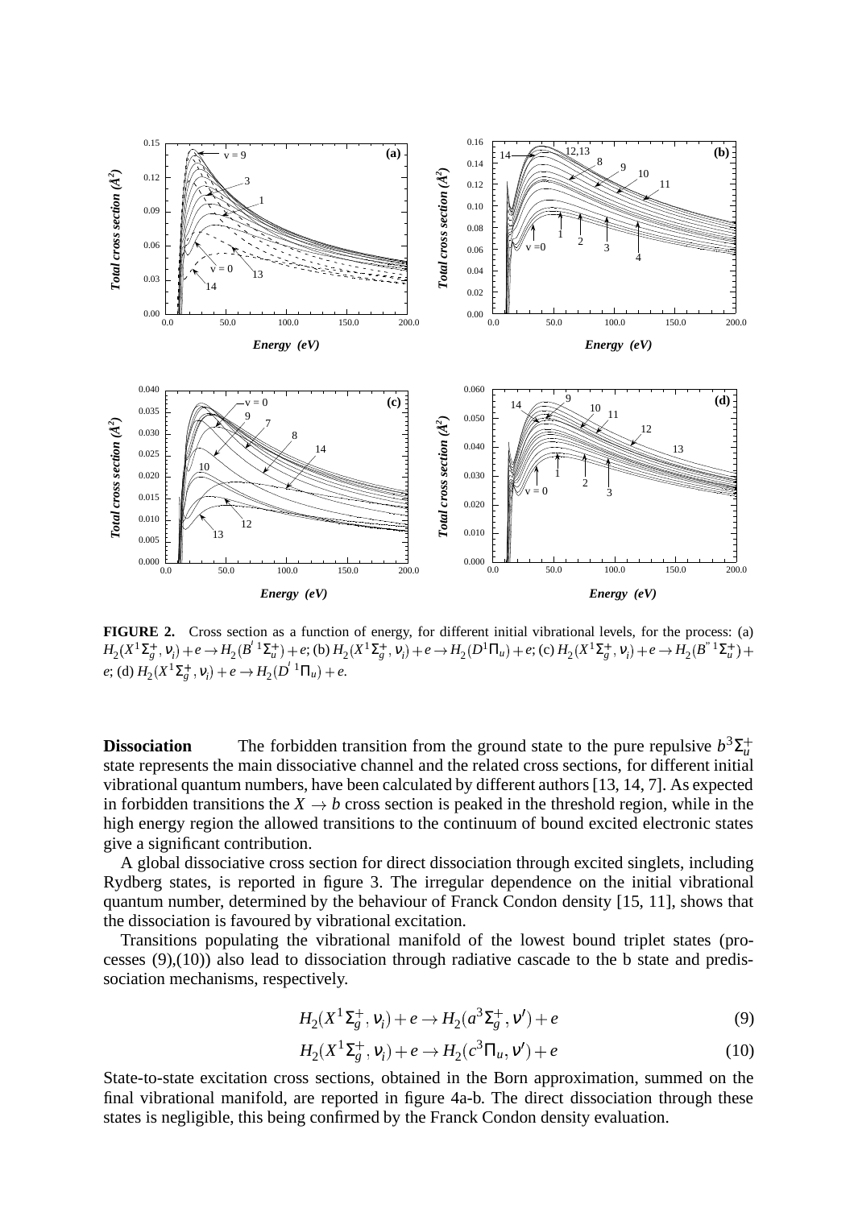**FIGURE 2.** Cross section as a function of energy, for different initial vibrational levels, for the process: (a) $H_2(X^1\Sigma_g^+, v_i) + e \rightarrow H_2(B'^1\Sigma_u^+) + e$; (b) $H_2(X^1\Sigma_g^+, v_i) + e \rightarrow H_2(D^1\Pi_u) + e$; (c) $H_2(X^1\Sigma_g^+, v_i) + e \rightarrow H_2(B''^1\Sigma_u^+) + e$; (d) $H_2(X^1\Sigma_g^+, v_i) + e \rightarrow H_2(D'^1\Pi_u) + e$.

**Dissociation** The forbidden transition from the ground state to the pure repulsive $b^3\Sigma_u^+$ state represents the main dissociative channel and the related cross sections, for different initial vibrational quantum numbers, have been calculated by different authors [13, 14, 7]. As expected in forbidden transitions the $X \rightarrow b$ cross section is peaked in the threshold region, while in the high energy region the allowed transitions to the continuum of bound excited electronic states give a significant contribution.

A global dissociative cross section for direct dissociation through excited singlets, including Rydberg states, is reported in figure 3. The irregular dependence on the initial vibrational quantum number, determined by the behaviour of Franck Condon density [15, 11], shows that the dissociation is favoured by vibrational excitation.

Transitions populating the vibrational manifold of the lowest bound triplet states (processes (9),(10)) also lead to dissociation through radiative cascade to the b state and predissociation mechanisms, respectively.

$$H_2(X^1\Sigma_g^+, v_i) + e \rightarrow H_2(a^3\Sigma_g^+, v') + e \tag{9}$$

$$H_2(X^1\Sigma_g^+, v_i) + e \rightarrow H_2(c^3\Pi_u, v') + e \tag{10}$$

State-to-state excitation cross sections, obtained in the Born approximation, summed on the final vibrational manifold, are reported in figure 4a-b. The direct dissociation through these states is negligible, this being confirmed by the Franck Condon density evaluation.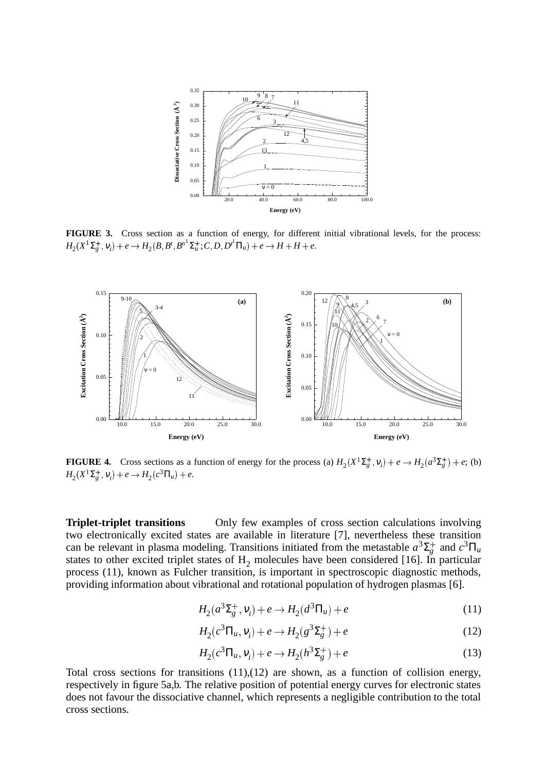**FIGURE 3.** Cross section as a function of energy, for different initial vibrational levels, for the process: $H_2(X^1\Sigma_g^+, \nu_i) + e \rightarrow H_2(B, B', B''^1\Sigma_u^+; C, D, D'^1\Pi_u) + e \rightarrow H + H + e$.

**FIGURE 4.** Cross sections as a function of energy for the process (a) $H_2(X^1\Sigma_g^+, \nu_i) + e \rightarrow H_2(a^3\Sigma_g^+) + e$; (b) $H_2(X^1\Sigma_g^+, \nu_i) + e \rightarrow H_2(c^3\Pi_u) + e$.

**Triplet-triplet transitions** Only few examples of cross section calculations involving two electronically excited states are available in literature [7], nevertheless these transition can be relevant in plasma modeling. Transitions initiated from the metastable $a^3\Sigma_g^+$ and $c^3\Pi_u$ states to other excited triplet states of $H_2$ molecules have been considered [16]. In particular process (11), known as Fulcher transition, is important in spectroscopic diagnostic methods, providing information about vibrational and rotational population of hydrogen plasmas [6].

$$H_2(a^3\Sigma_g^+, \nu_i) + e \rightarrow H_2(d^3\Pi_u) + e \tag{11}$$

$$H_2(c^3\Pi_u, \nu_i) + e \rightarrow H_2(g^3\Sigma_g^+) + e \tag{12}$$

$$H_2(c^3\Pi_u, \nu_i) + e \rightarrow H_2(h^3\Sigma_g^+) + e \tag{13}$$

Total cross sections for transitions (11),(12) are shown, as a function of collision energy, respectively in figure 5a,b. The relative position of potential energy curves for electronic states does not favour the dissociative channel, which represents a negligible contribution to the total cross sections.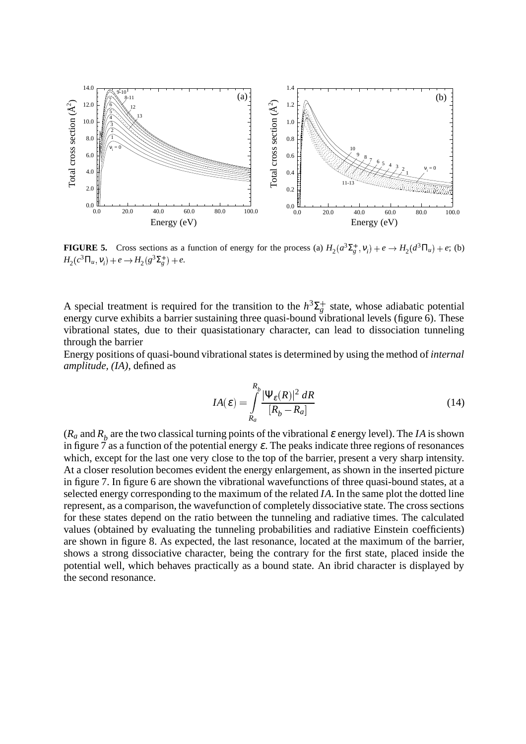**FIGURE 5.** Cross sections as a function of energy for the process (a) $H_2(a^3\Sigma_g^+, \nu_i) + e \rightarrow H_2(d^3\Pi_u) + e$; (b) $H_2(c^3\Pi_u, \nu_i) + e \rightarrow H_2(g^3\Sigma_g^+) + e$.

A special treatment is required for the transition to the $h^3\Sigma_g^+$ state, whose adiabatic potential energy curve exhibits a barrier sustaining three quasi-bound vibrational levels (figure 6). These vibrational states, due to their quasistationary character, can lead to dissociation tunneling through the barrier

Energy positions of quasi-bound vibrational states is determined by using the method of *internal amplitude, (IA)*, defined as

$$IA(\varepsilon) = \int_{R_a}^{R_b} \frac{|\Psi_\varepsilon(R)|^2 \, dR}{[R_b - R_a]} \tag{14}$$

($R_a$ and $R_b$ are the two classical turning points of the vibrational $\varepsilon$ energy level). The *IA* is shown in figure 7 as a function of the potential energy $\varepsilon$. The peaks indicate three regions of resonances which, except for the last one very close to the top of the barrier, present a very sharp intensity. At a closer resolution becomes evident the energy enlargement, as shown in the inserted picture in figure 7. In figure 6 are shown the vibrational wavefunctions of three quasi-bound states, at a selected energy corresponding to the maximum of the related *IA*. In the same plot the dotted line represent, as a comparison, the wavefunction of completely dissociative state. The cross sections for these states depend on the ratio between the tunneling and radiative times. The calculated values (obtained by evaluating the tunneling probabilities and radiative Einstein coefficients) are shown in figure 8. As expected, the last resonance, located at the maximum of the barrier, shows a strong dissociative character, being the contrary for the first state, placed inside the potential well, which behaves practically as a bound state. An ibrid character is displayed by the second resonance.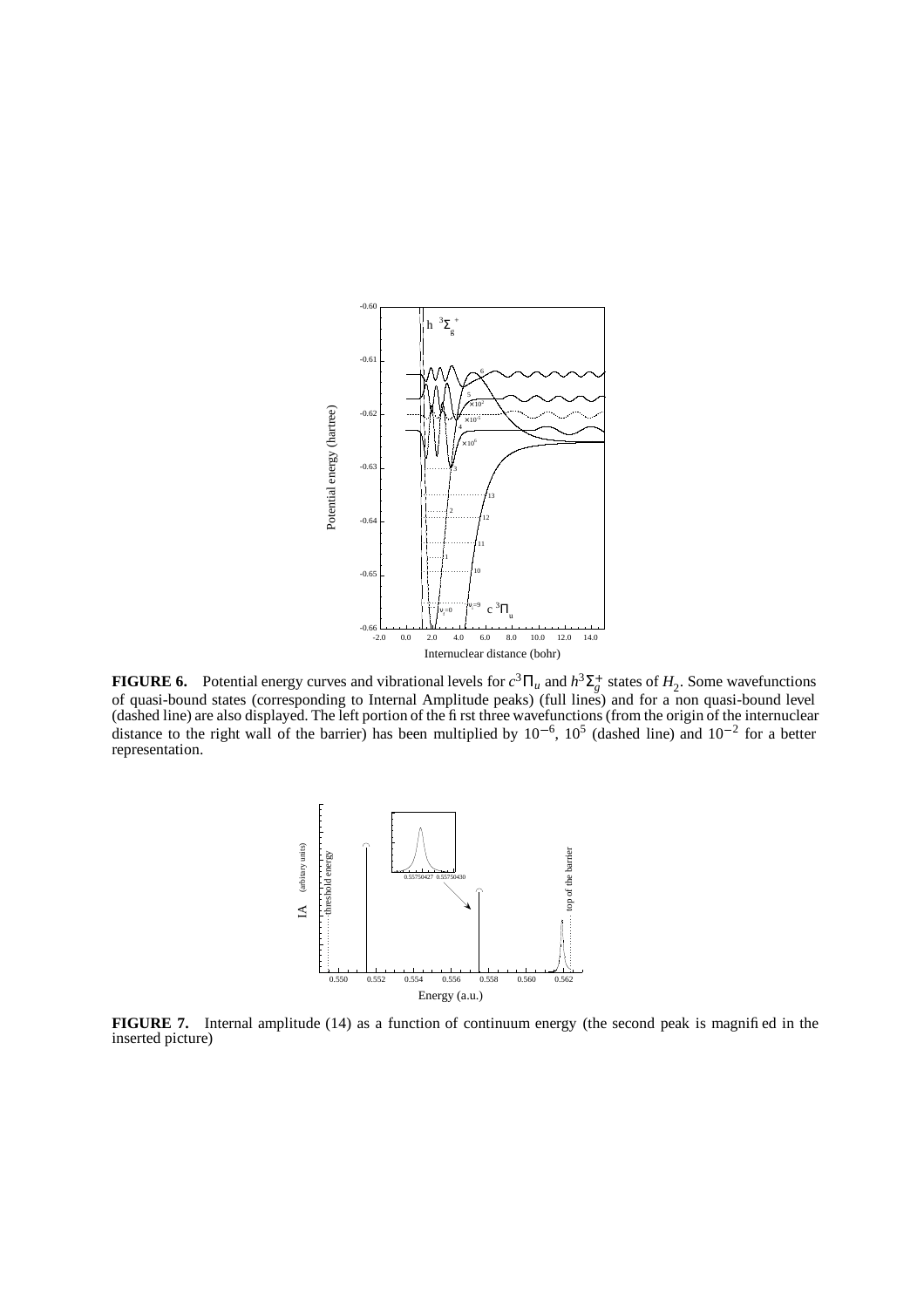**FIGURE 6.** Potential energy curves and vibrational levels for $c^3\Pi_u$ and $h^3\Sigma_g^+$ states of $H_2$. Some wavefunctions of quasi-bound states (corresponding to Internal Amplitude peaks) (full lines) and for a non quasi-bound level (dashed line) are also displayed. The left portion of the first three wavefunctions (from the origin of the internuclear distance to the right wall of the barrier) has been multiplied by $10^{-6}$, $10^{5}$ (dashed line) and $10^{-2}$ for a better representation.

**FIGURE 7.** Internal amplitude (14) as a function of continuum energy (the second peak is magnified in the inserted picture)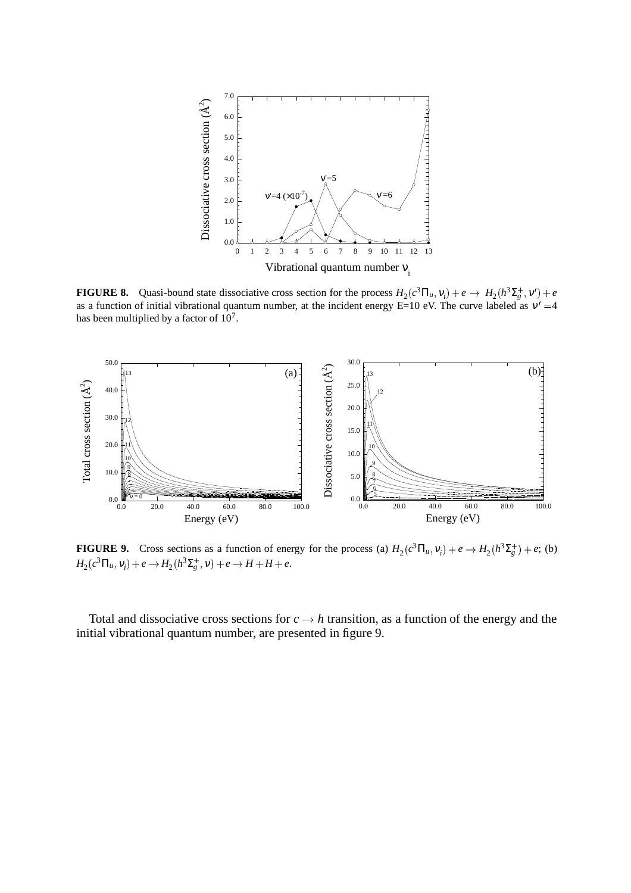**FIGURE 8.** Quasi-bound state dissociative cross section for the process $H_2(c^3\Pi_u, \nu_i) + e \rightarrow H_2(h^3\Sigma_g^+, \nu') + e$ as a function of initial vibrational quantum number, at the incident energy E=10 eV. The curve labeled as $\nu' = 4$ has been multiplied by a factor of $10^7$.

**FIGURE 9.** Cross sections as a function of energy for the process (a) $H_2(c^3\Pi_u, \nu_i) + e \rightarrow H_2(h^3\Sigma_g^+) + e$; (b) $H_2(c^3\Pi_u, \nu_i) + e \rightarrow H_2(h^3\Sigma_g^+, \nu) + e \rightarrow H + H + e$.

Total and dissociative cross sections for $c \rightarrow h$ transition, as a function of the energy and the initial vibrational quantum number, are presented in figure 9.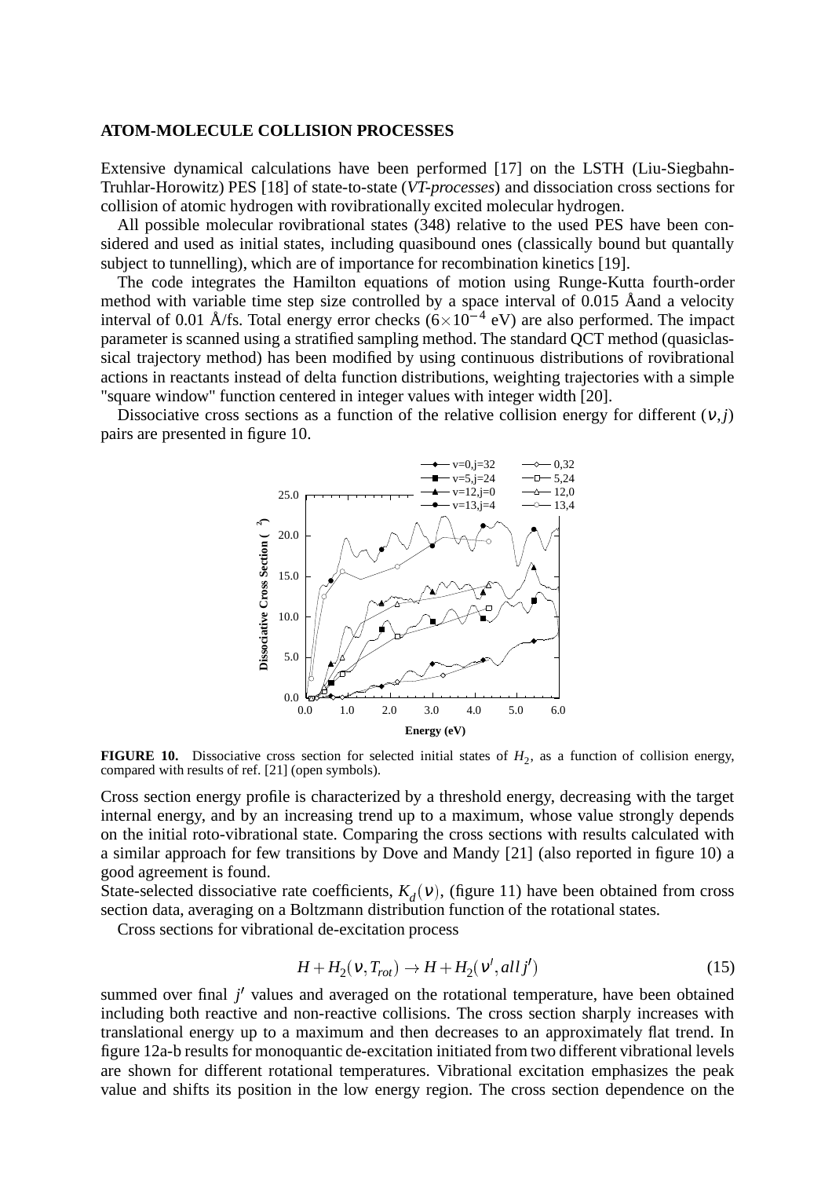## ATOM-MOLECULE COLLISION PROCESSES

Extensive dynamical calculations have been performed [17] on the LSTH (Liu-Siegbahn-Truhlar-Horowitz) PES [18] of state-to-state (*VT-processes*) and dissociation cross sections for collision of atomic hydrogen with rovibrationally excited molecular hydrogen.

All possible molecular rovibrational states (348) relative to the used PES have been considered and used as initial states, including quasibound ones (classically bound but quantally subject to tunnelling), which are of importance for recombination kinetics [19].

The code integrates the Hamilton equations of motion using Runge-Kutta fourth-order method with variable time step size controlled by a space interval of 0.015 Åand a velocity interval of 0.01 Å/fs. Total energy error checks ($6\times10^{-4}$ eV) are also performed. The impact parameter is scanned using a stratified sampling method. The standard QCT method (quasiclassical trajectory method) has been modified by using continuous distributions of rovibrational actions in reactants instead of delta function distributions, weighting trajectories with a simple "square window" function centered in integer values with integer width [20].

Dissociative cross sections as a function of the relative collision energy for different $(\nu, j)$ pairs are presented in figure 10.

**FIGURE 10.** Dissociative cross section for selected initial states of $H_2$, as a function of collision energy, compared with results of ref. [21] (open symbols).

Cross section energy profile is characterized by a threshold energy, decreasing with the target internal energy, and by an increasing trend up to a maximum, whose value strongly depends on the initial roto-vibrational state. Comparing the cross sections with results calculated with a similar approach for few transitions by Dove and Mandy [21] (also reported in figure 10) a good agreement is found.

State-selected dissociative rate coefficients, $K_d(\nu)$, (figure 11) have been obtained from cross section data, averaging on a Boltzmann distribution function of the rotational states.

Cross sections for vibrational de-excitation process

$$H + H_2(\nu, T_{rot}) \rightarrow H + H_2(\nu', all\, j') \tag{15}$$

summed over final $j'$ values and averaged on the rotational temperature, have been obtained including both reactive and non-reactive collisions. The cross section sharply increases with translational energy up to a maximum and then decreases to an approximately flat trend. In figure 12a-b results for monoquantic de-excitation initiated from two different vibrational levels are shown for different rotational temperatures. Vibrational excitation emphasizes the peak value and shifts its position in the low energy region. The cross section dependence on the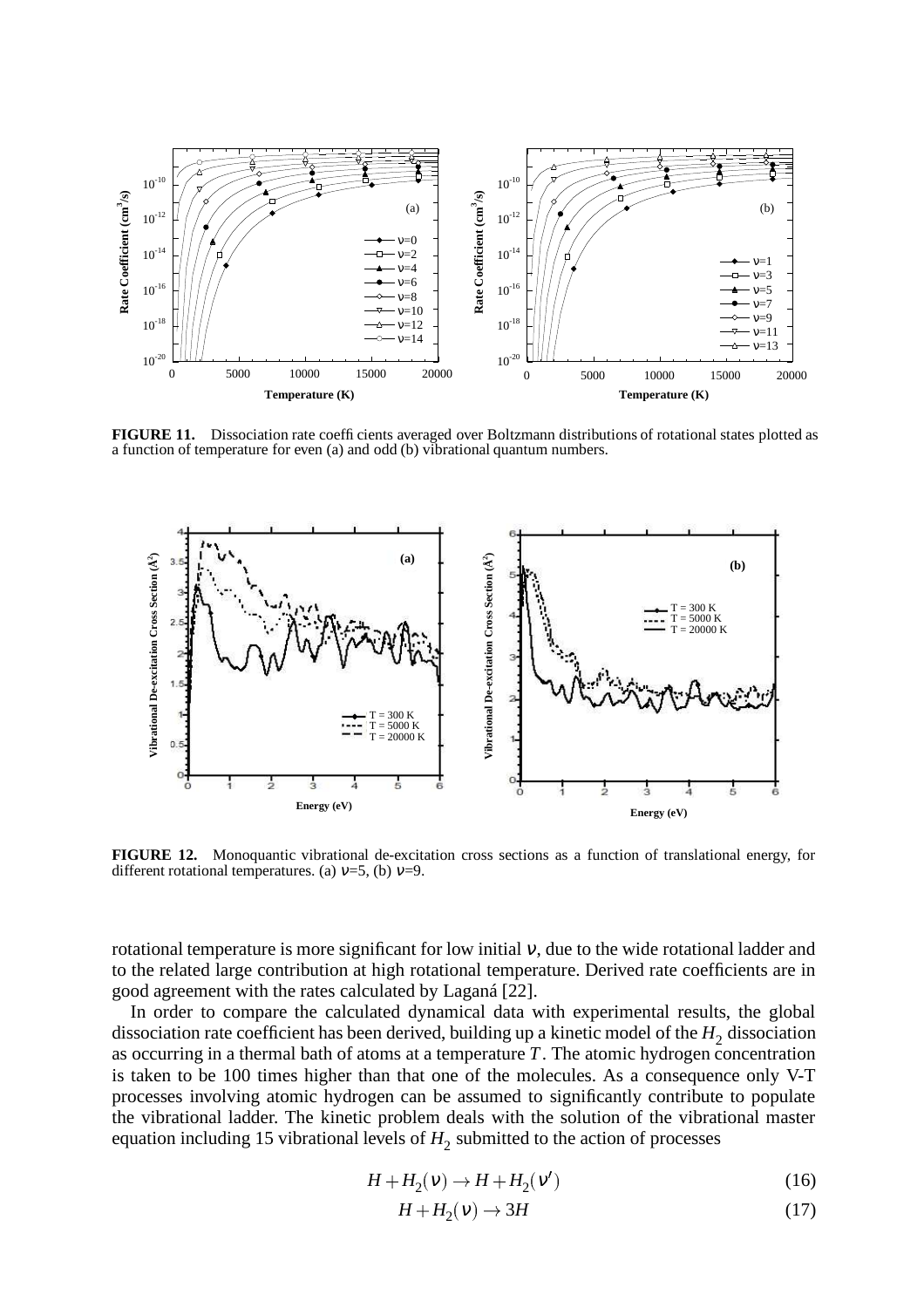**FIGURE 11.** Dissociation rate coefficients averaged over Boltzmann distributions of rotational states plotted as a function of temperature for even (a) and odd (b) vibrational quantum numbers.

**FIGURE 12.** Monoquantic vibrational de-excitation cross sections as a function of translational energy, for different rotational temperatures. (a) $\nu$=5, (b) $\nu$=9.

rotational temperature is more significant for low initial $\nu$, due to the wide rotational ladder and to the related large contribution at high rotational temperature. Derived rate coefficients are in good agreement with the rates calculated by Laganá [22].

In order to compare the calculated dynamical data with experimental results, the global dissociation rate coefficient has been derived, building up a kinetic model of the $H_2$ dissociation as occurring in a thermal bath of atoms at a temperature $T$. The atomic hydrogen concentration is taken to be 100 times higher than that one of the molecules. As a consequence only V-T processes involving atomic hydrogen can be assumed to significantly contribute to populate the vibrational ladder. The kinetic problem deals with the solution of the vibrational master equation including 15 vibrational levels of $H_2$ submitted to the action of processes

$$H + H_2(\nu) \rightarrow H + H_2(\nu') \tag{16}$$

$$H + H_2(\nu) \rightarrow 3H \tag{17}$$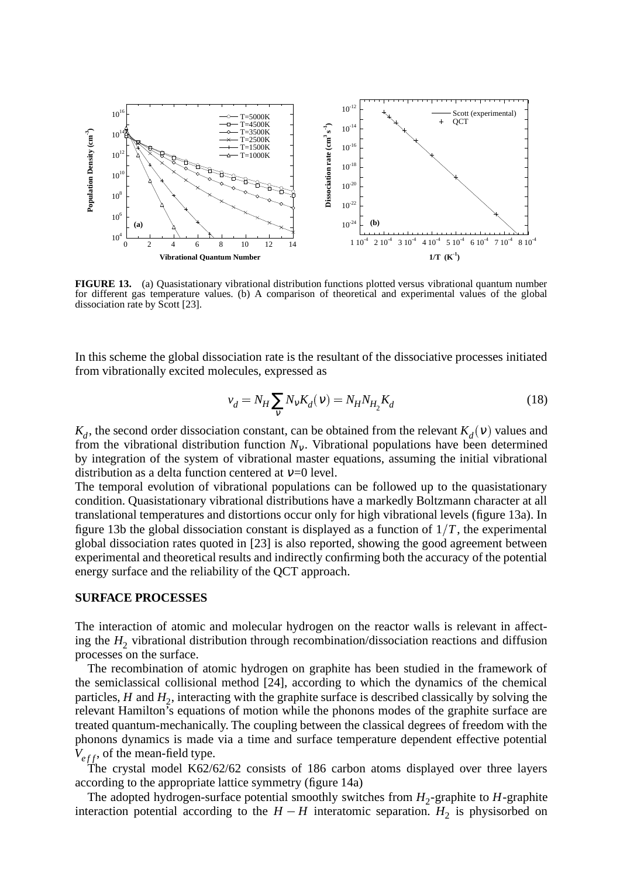**FIGURE 13.** (a) Quasistationary vibrational distribution functions plotted versus vibrational quantum number for different gas temperature values. (b) A comparison of theoretical and experimental values of the global dissociation rate by Scott [23].

In this scheme the global dissociation rate is the resultant of the dissociative processes initiated from vibrationally excited molecules, expressed as

$$v_d = N_H \sum_{v} N_v K_d(v) = N_H N_{H_2} K_d \tag{18}$$

$K_d$, the second order dissociation constant, can be obtained from the relevant $K_d(v)$ values and from the vibrational distribution function $N_v$. Vibrational populations have been determined by integration of the system of vibrational master equations, assuming the initial vibrational distribution as a delta function centered at $v$=0 level.

The temporal evolution of vibrational populations can be followed up to the quasistationary condition. Quasistationary vibrational distributions have a markedly Boltzmann character at all translational temperatures and distortions occur only for high vibrational levels (figure 13a). In figure 13b the global dissociation constant is displayed as a function of $1/T$, the experimental global dissociation rates quoted in [23] is also reported, showing the good agreement between experimental and theoretical results and indirectly confirming both the accuracy of the potential energy surface and the reliability of the QCT approach.

## SURFACE PROCESSES

The interaction of atomic and molecular hydrogen on the reactor walls is relevant in affecting the $H_2$ vibrational distribution through recombination/dissociation reactions and diffusion processes on the surface.

The recombination of atomic hydrogen on graphite has been studied in the framework of the semiclassical collisional method [24], according to which the dynamics of the chemical particles, $H$ and $H_2$, interacting with the graphite surface is described classically by solving the relevant Hamilton's equations of motion while the phonons modes of the graphite surface are treated quantum-mechanically. The coupling between the classical degrees of freedom with the phonons dynamics is made via a time and surface temperature dependent effective potential $V_{eff}$, of the mean-field type.

The crystal model K62/62/62 consists of 186 carbon atoms displayed over three layers according to the appropriate lattice symmetry (figure 14a)

The adopted hydrogen-surface potential smoothly switches from $H_2$-graphite to $H$-graphite interaction potential according to the $H-H$ interatomic separation. $H_2$ is physisorbed on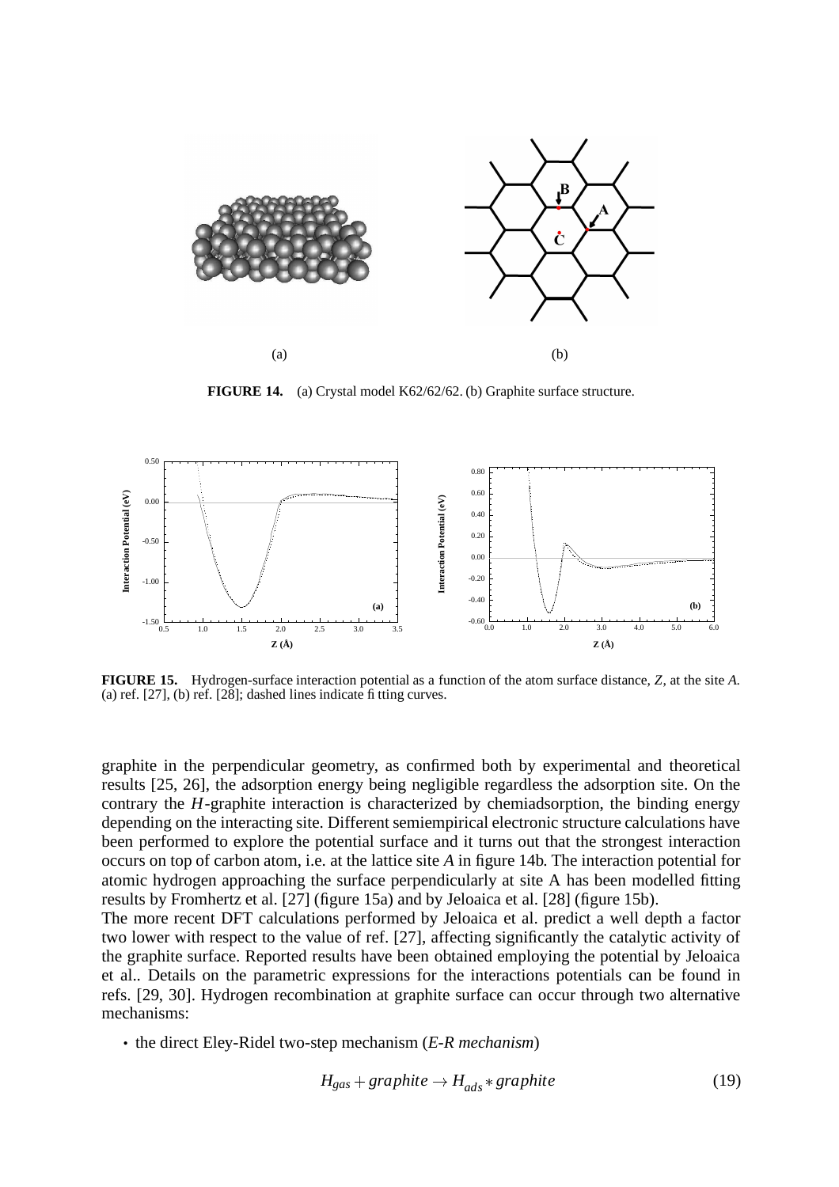FIGURE 14. (a) Crystal model K62/62/62. (b) Graphite surface structure.

FIGURE 15. Hydrogen-surface interaction potential as a function of the atom surface distance, $Z$, at the site $A$. (a) ref. [27], (b) ref. [28]; dashed lines indicate fitting curves.

graphite in the perpendicular geometry, as confirmed both by experimental and theoretical results [25, 26], the adsorption energy being negligible regardless the adsorption site. On the contrary the $H$-graphite interaction is characterized by chemiadsorption, the binding energy depending on the interacting site. Different semiempirical electronic structure calculations have been performed to explore the potential surface and it turns out that the strongest interaction occurs on top of carbon atom, i.e. at the lattice site $A$ in figure 14b. The interaction potential for atomic hydrogen approaching the surface perpendicularly at site A has been modelled fitting results by Fromhertz et al. [27] (figure 15a) and by Jeloaica et al. [28] (figure 15b).

The more recent DFT calculations performed by Jeloaica et al. predict a well depth a factor two lower with respect to the value of ref. [27], affecting significantly the catalytic activity of the graphite surface. Reported results have been obtained employing the potential by Jeloaica et al.. Details on the parametric expressions for the interactions potentials can be found in refs. [29, 30]. Hydrogen recombination at graphite surface can occur through two alternative mechanisms:

- the direct Eley-Ridel two-step mechanism (*E-R mechanism*)

$$H_{gas} + graphite \rightarrow H_{ads} * graphite \tag{19}$$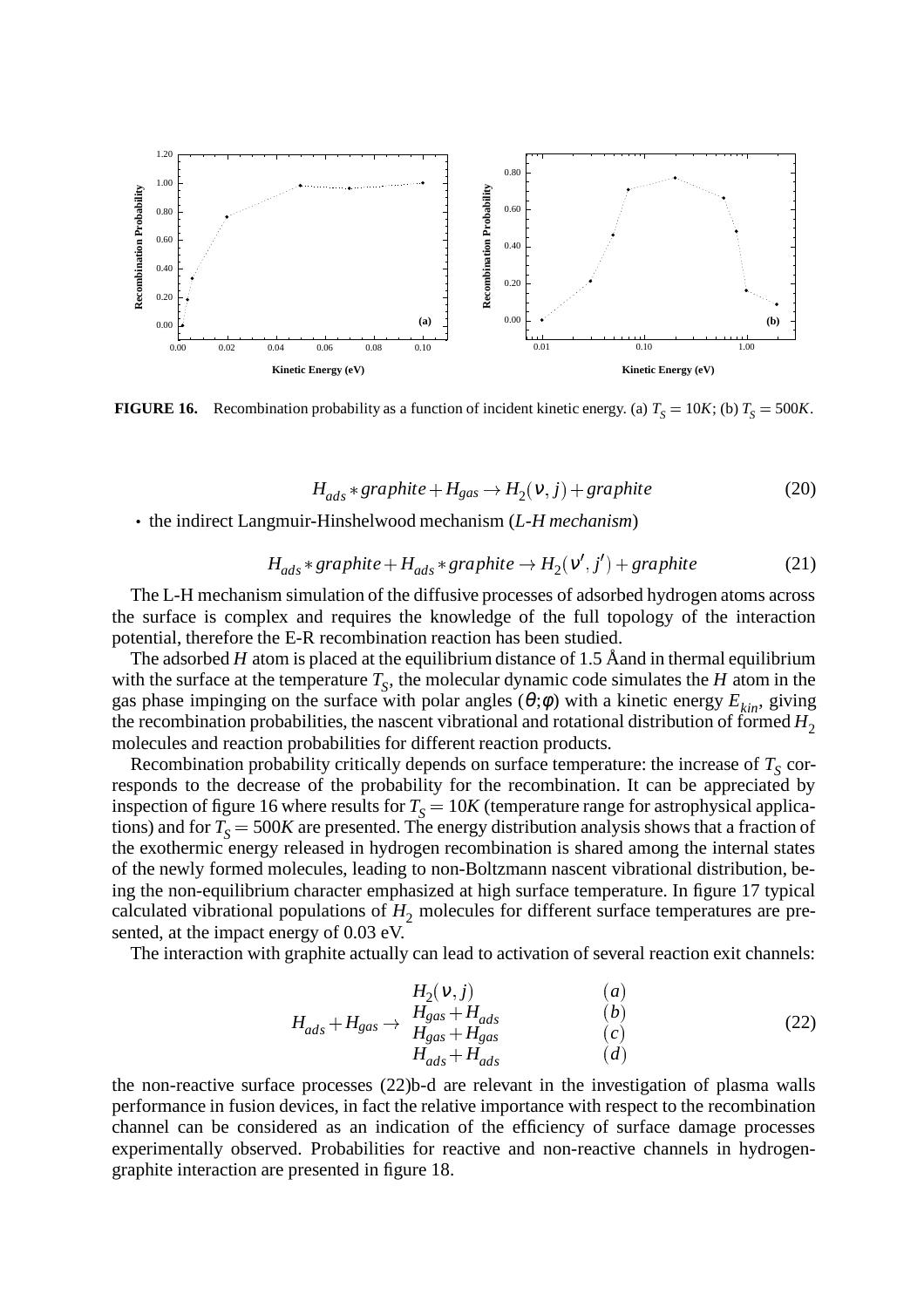**FIGURE 16.** Recombination probability as a function of incident kinetic energy. (a) $T_S = 10K$; (b) $T_S = 500K$.

$$H_{ads} * graphite + H_{gas} \rightarrow H_2(\nu, j) + graphite \tag{20}$$

- the indirect Langmuir-Hinshelwood mechanism (*L-H mechanism*)

$$H_{ads} * graphite + H_{ads} * graphite \rightarrow H_2(\nu', j') + graphite \tag{21}$$

The L-H mechanism simulation of the diffusive processes of adsorbed hydrogen atoms across the surface is complex and requires the knowledge of the full topology of the interaction potential, therefore the E-R recombination reaction has been studied.

The adsorbed $H$ atom is placed at the equilibrium distance of 1.5 Åand in thermal equilibrium with the surface at the temperature $T_S$, the molecular dynamic code simulates the $H$ atom in the gas phase impinging on the surface with polar angles $(\theta;\phi)$ with a kinetic energy $E_{kin}$, giving the recombination probabilities, the nascent vibrational and rotational distribution of formed $H_2$ molecules and reaction probabilities for different reaction products.

Recombination probability critically depends on surface temperature: the increase of $T_S$ corresponds to the decrease of the probability for the recombination. It can be appreciated by inspection of figure 16 where results for $T_S = 10K$ (temperature range for astrophysical applications) and for $T_S = 500K$ are presented. The energy distribution analysis shows that a fraction of the exothermic energy released in hydrogen recombination is shared among the internal states of the newly formed molecules, leading to non-Boltzmann nascent vibrational distribution, being the non-equilibrium character emphasized at high surface temperature. In figure 17 typical calculated vibrational populations of $H_2$ molecules for different surface temperatures are presented, at the impact energy of 0.03 eV.

The interaction with graphite actually can lead to activation of several reaction exit channels:

$$H_{ads} + H_{gas} \rightarrow \begin{array}{ll} H_2(\nu, j) & (a) \\ H_{gas} + H_{ads} & (b) \\ H_{gas} + H_{gas} & (c) \\ H_{ads} + H_{ads} & (d) \end{array} \tag{22}$$

the non-reactive surface processes (22)b-d are relevant in the investigation of plasma walls performance in fusion devices, in fact the relative importance with respect to the recombination channel can be considered as an indication of the efficiency of surface damage processes experimentally observed. Probabilities for reactive and non-reactive channels in hydrogen-graphite interaction are presented in figure 18.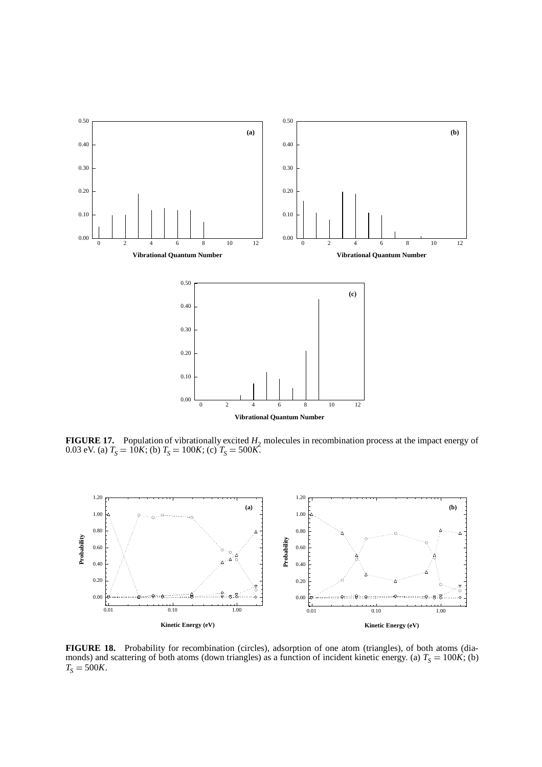**FIGURE 17.** Population of vibrationally excited $H_2$ molecules in recombination process at the impact energy of 0.03 eV. (a) $T_S = 10K$; (b) $T_S = 100K$; (c) $T_S = 500K$.

**FIGURE 18.** Probability for recombination (circles), adsorption of one atom (triangles), of both atoms (diamonds) and scattering of both atoms (down triangles) as a function of incident kinetic energy. (a) $T_S = 100K$; (b) $T_S = 500K$.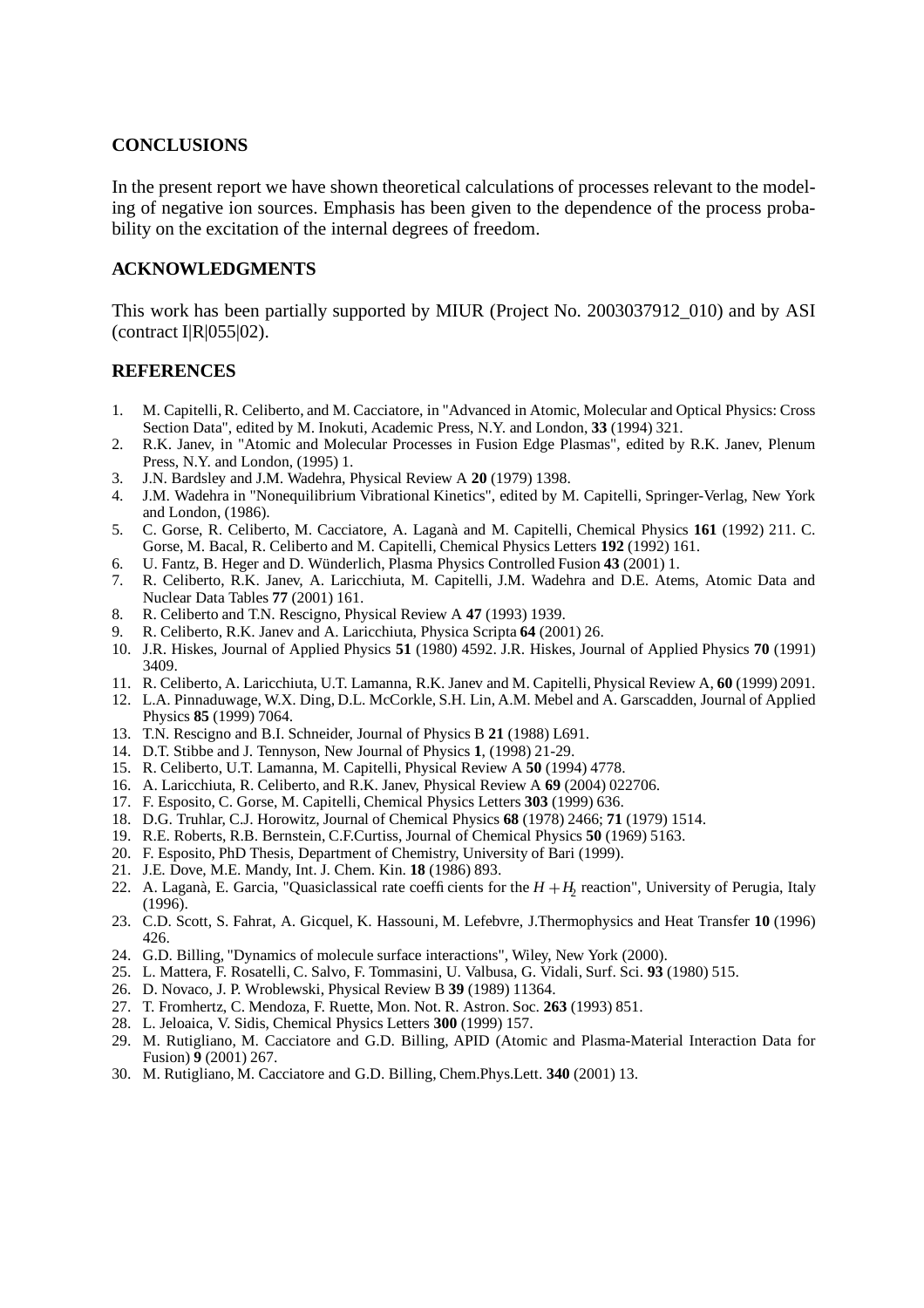## CONCLUSIONS

In the present report we have shown theoretical calculations of processes relevant to the modeling of negative ion sources. Emphasis has been given to the dependence of the process probability on the excitation of the internal degrees of freedom.

## ACKNOWLEDGMENTS

This work has been partially supported by MIUR (Project No. 2003037912_010) and by ASI (contract I|R|055|02).

## REFERENCES

1. M. Capitelli, R. Celiberto, and M. Cacciatore, in "Advanced in Atomic, Molecular and Optical Physics: Cross Section Data", edited by M. Inokuti, Academic Press, N.Y. and London, **33** (1994) 321.
2. R.K. Janev, in "Atomic and Molecular Processes in Fusion Edge Plasmas", edited by R.K. Janev, Plenum Press, N.Y. and London, (1995) 1.
3. J.N. Bardsley and J.M. Wadehra, Physical Review A **20** (1979) 1398.
4. J.M. Wadehra in "Nonequilibrium Vibrational Kinetics", edited by M. Capitelli, Springer-Verlag, New York and London, (1986).
5. C. Gorse, R. Celiberto, M. Cacciatore, A. Laganà and M. Capitelli, Chemical Physics **161** (1992) 211. C. Gorse, M. Bacal, R. Celiberto and M. Capitelli, Chemical Physics Letters **192** (1992) 161.
6. U. Fantz, B. Heger and D. Wünderlich, Plasma Physics Controlled Fusion **43** (2001) 1.
7. R. Celiberto, R.K. Janev, A. Laricchiuta, M. Capitelli, J.M. Wadehra and D.E. Atems, Atomic Data and Nuclear Data Tables **77** (2001) 161.
8. R. Celiberto and T.N. Rescigno, Physical Review A **47** (1993) 1939.
9. R. Celiberto, R.K. Janev and A. Laricchiuta, Physica Scripta **64** (2001) 26.
10. J.R. Hiskes, Journal of Applied Physics **51** (1980) 4592. J.R. Hiskes, Journal of Applied Physics **70** (1991) 3409.
11. R. Celiberto, A. Laricchiuta, U.T. Lamanna, R.K. Janev and M. Capitelli, Physical Review A, **60** (1999) 2091.
12. L.A. Pinnaduwage, W.X. Ding, D.L. McCorkle, S.H. Lin, A.M. Mebel and A. Garscadden, Journal of Applied Physics **85** (1999) 7064.
13. T.N. Rescigno and B.I. Schneider, Journal of Physics B **21** (1988) L691.
14. D.T. Stibbe and J. Tennyson, New Journal of Physics **1**, (1998) 21-29.
15. R. Celiberto, U.T. Lamanna, M. Capitelli, Physical Review A **50** (1994) 4778.
16. A. Laricchiuta, R. Celiberto, and R.K. Janev, Physical Review A **69** (2004) 022706.
17. F. Esposito, C. Gorse, M. Capitelli, Chemical Physics Letters **303** (1999) 636.
18. D.G. Truhlar, C.J. Horowitz, Journal of Chemical Physics **68** (1978) 2466; **71** (1979) 1514.
19. R.E. Roberts, R.B. Bernstein, C.F.Curtiss, Journal of Chemical Physics **50** (1969) 5163.
20. F. Esposito, PhD Thesis, Department of Chemistry, University of Bari (1999).
21. J.E. Dove, M.E. Mandy, Int. J. Chem. Kin. **18** (1986) 893.
22. A. Laganà, E. Garcia, "Quasiclassical rate coefficients for the $H+H_2$ reaction", University of Perugia, Italy (1996).
23. C.D. Scott, S. Fahrat, A. Gicquel, K. Hassouni, M. Lefebvre, J.Thermophysics and Heat Transfer **10** (1996) 426.
24. G.D. Billing, "Dynamics of molecule surface interactions", Wiley, New York (2000).
25. L. Mattera, F. Rosatelli, C. Salvo, F. Tommasini, U. Valbusa, G. Vidali, Surf. Sci. **93** (1980) 515.
26. D. Novaco, J. P. Wroblewski, Physical Review B **39** (1989) 11364.
27. T. Fromhertz, C. Mendoza, F. Ruette, Mon. Not. R. Astron. Soc. **263** (1993) 851.
28. L. Jeloaica, V. Sidis, Chemical Physics Letters **300** (1999) 157.
29. M. Rutigliano, M. Cacciatore and G.D. Billing, APID (Atomic and Plasma-Material Interaction Data for Fusion) **9** (2001) 267.
30. M. Rutigliano, M. Cacciatore and G.D. Billing, Chem.Phys.Lett. **340** (2001) 13.